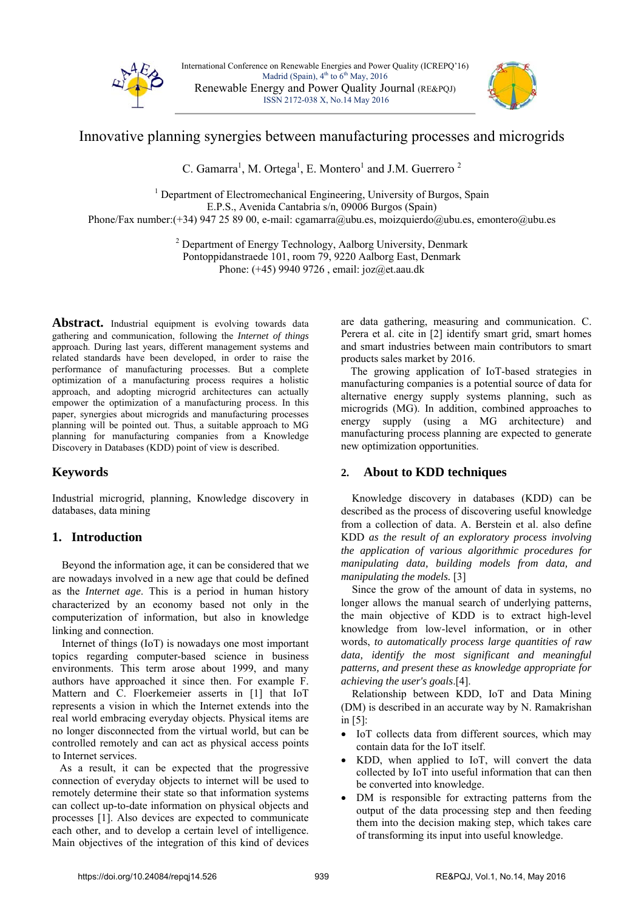# Innovative planning synergies between manufacturing processes and microgrids

C. Gamarra[1], M. Ortega[1], E. Montero[1] and J.M. Guerrero [2]

[1] Department of Electromechanical Engineering, University of Burgos, Spain
E.P.S., Avenida Cantabria s/n, 09006 Burgos (Spain)
Phone/Fax number:(+34) 947 25 89 00, e-mail: cgamarra@ubu.es, moizquierdo@ubu.es, emontero@ubu.es

[2] Department of Energy Technology, Aalborg University, Denmark
Pontoppidanstraede 101, room 79, 9220 Aalborg East, Denmark
Phone: (+45) 9940 9726 , email: joz@et.aau.dk

**Abstract.** Industrial equipment is evolving towards data gathering and communication, following the *Internet of things* approach. During last years, different management systems and related standards have been developed, in order to raise the performance of manufacturing processes. But a complete optimization of a manufacturing process requires a holistic approach, and adopting microgrid architectures can actually empower the optimization of a manufacturing process. In this paper, synergies about microgrids and manufacturing processes planning will be pointed out. Thus, a suitable approach to MG planning for manufacturing companies from a Knowledge Discovery in Databases (KDD) point of view is described.

## Keywords

Industrial microgrid, planning, Knowledge discovery in databases, data mining

## 1. Introduction

Beyond the information age, it can be considered that we are nowadays involved in a new age that could be defined as the *Internet age*. This is a period in human history characterized by an economy based not only in the computerization of information, but also in knowledge linking and connection.

Internet of things (IoT) is nowadays one most important topics regarding computer-based science in business environments. This term arose about 1999, and many authors have approached it since then. For example F. Mattern and C. Floerkemeier asserts in [1] that IoT represents a vision in which the Internet extends into the real world embracing everyday objects. Physical items are no longer disconnected from the virtual world, but can be controlled remotely and can act as physical access points to Internet services.

As a result, it can be expected that the progressive connection of everyday objects to internet will be used to remotely determine their state so that information systems can collect up-to-date information on physical objects and processes [1]. Also devices are expected to communicate each other, and to develop a certain level of intelligence. Main objectives of the integration of this kind of devices are data gathering, measuring and communication. C. Perera et al. cite in [2] identify smart grid, smart homes and smart industries between main contributors to smart products sales market by 2016.

The growing application of IoT-based strategies in manufacturing companies is a potential source of data for alternative energy supply systems planning, such as microgrids (MG). In addition, combined approaches to energy supply (using a MG architecture) and manufacturing process planning are expected to generate new optimization opportunities.

## 2. About to KDD techniques

Knowledge discovery in databases (KDD) can be described as the process of discovering useful knowledge from a collection of data. A. Berstein et al. also define KDD *as the result of an exploratory process involving the application of various algorithmic procedures for manipulating data, building models from data, and manipulating the models.* [3]

Since the grow of the amount of data in systems, no longer allows the manual search of underlying patterns, the main objective of KDD is to extract high-level knowledge from low-level information, or in other words, *to automatically process large quantities of raw data, identify the most significant and meaningful patterns, and present these as knowledge appropriate for achieving the user's goals*.[4].

Relationship between KDD, IoT and Data Mining (DM) is described in an accurate way by N. Ramakrishan in [5]:

- IoT collects data from different sources, which may contain data for the IoT itself.
- KDD, when applied to IoT, will convert the data collected by IoT into useful information that can then be converted into knowledge.
- DM is responsible for extracting patterns from the output of the data processing step and then feeding them into the decision making step, which takes care of transforming its input into useful knowledge.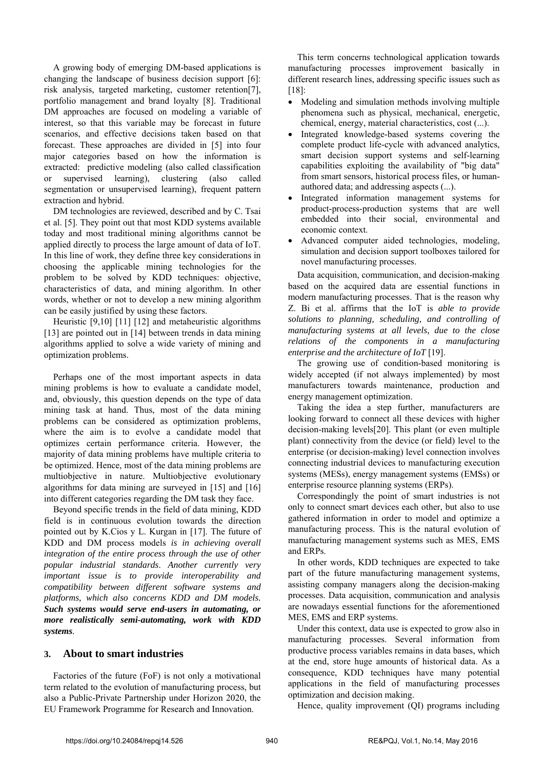A growing body of emerging DM-based applications is changing the landscape of business decision support [6]: risk analysis, targeted marketing, customer retention[7], portfolio management and brand loyalty [8]. Traditional DM approaches are focused on modeling a variable of interest, so that this variable may be forecast in future scenarios, and effective decisions taken based on that forecast. These approaches are divided in [5] into four major categories based on how the information is extracted: predictive modeling (also called classification or supervised learning), clustering (also called segmentation or unsupervised learning), frequent pattern extraction and hybrid.

DM technologies are reviewed, described and by C. Tsai et al. [5]. They point out that most KDD systems available today and most traditional mining algorithms cannot be applied directly to process the large amount of data of IoT. In this line of work, they define three key considerations in choosing the applicable mining technologies for the problem to be solved by KDD techniques: objective, characteristics of data, and mining algorithm. In other words, whether or not to develop a new mining algorithm can be easily justified by using these factors.

Heuristic [9,10] [11] [12] and metaheuristic algorithms [13] are pointed out in [14] between trends in data mining algorithms applied to solve a wide variety of mining and optimization problems.

Perhaps one of the most important aspects in data mining problems is how to evaluate a candidate model, and, obviously, this question depends on the type of data mining task at hand. Thus, most of the data mining problems can be considered as optimization problems, where the aim is to evolve a candidate model that optimizes certain performance criteria. However, the majority of data mining problems have multiple criteria to be optimized. Hence, most of the data mining problems are multiobjective in nature. Multiobjective evolutionary algorithms for data mining are surveyed in [15] and [16] into different categories regarding the DM task they face.

Beyond specific trends in the field of data mining, KDD field is in continuous evolution towards the direction pointed out by K.Cios y L. Kurgan in [17]. The future of KDD and DM process models *is in achieving overall integration of the entire process through the use of other popular industrial standards*. *Another currently very important issue is to provide interoperability and compatibility between different software systems and platforms, which also concerns KDD and DM models.* ***Such systems would serve end-users in automating, or more realistically semi-automating, work with KDD systems.***

## 3. About to smart industries

Factories of the future (FoF) is not only a motivational term related to the evolution of manufacturing process, but also a Public-Private Partnership under Horizon 2020, the EU Framework Programme for Research and Innovation.

This term concerns technological application towards manufacturing processes improvement basically in different research lines, addressing specific issues such as [18]:

- Modeling and simulation methods involving multiple phenomena such as physical, mechanical, energetic, chemical, energy, material characteristics, cost (...).
- Integrated knowledge-based systems covering the complete product life-cycle with advanced analytics, smart decision support systems and self-learning capabilities exploiting the availability of "big data" from smart sensors, historical process files, or human-authored data; and addressing aspects (...).
- Integrated information management systems for product-process-production systems that are well embedded into their social, environmental and economic context.
- Advanced computer aided technologies, modeling, simulation and decision support toolboxes tailored for novel manufacturing processes.

Data acquisition, communication, and decision-making based on the acquired data are essential functions in modern manufacturing processes. That is the reason why Z. Bi et al. affirms that the IoT is *able to provide solutions to planning, scheduling, and controlling of manufacturing systems at all levels, due to the close relations of the components in a manufacturing enterprise and the architecture of IoT* [19].

The growing use of condition-based monitoring is widely accepted (if not always implemented) by most manufacturers towards maintenance, production and energy management optimization.

Taking the idea a step further, manufacturers are looking forward to connect all these devices with higher decision-making levels[20]. This plant (or even multiple plant) connectivity from the device (or field) level to the enterprise (or decision-making) level connection involves connecting industrial devices to manufacturing execution systems (MESs), energy management systems (EMSs) or enterprise resource planning systems (ERPs).

Correspondingly the point of smart industries is not only to connect smart devices each other, but also to use gathered information in order to model and optimize a manufacturing process. This is the natural evolution of manufacturing management systems such as MES, EMS and ERPs.

In other words, KDD techniques are expected to take part of the future manufacturing management systems, assisting company managers along the decision-making processes. Data acquisition, communication and analysis are nowadays essential functions for the aforementioned MES, EMS and ERP systems.

Under this context, data use is expected to grow also in manufacturing processes. Several information from productive process variables remains in data bases, which at the end, store huge amounts of historical data. As a consequence, KDD techniques have many potential applications in the field of manufacturing processes optimization and decision making.

Hence, quality improvement (QI) programs including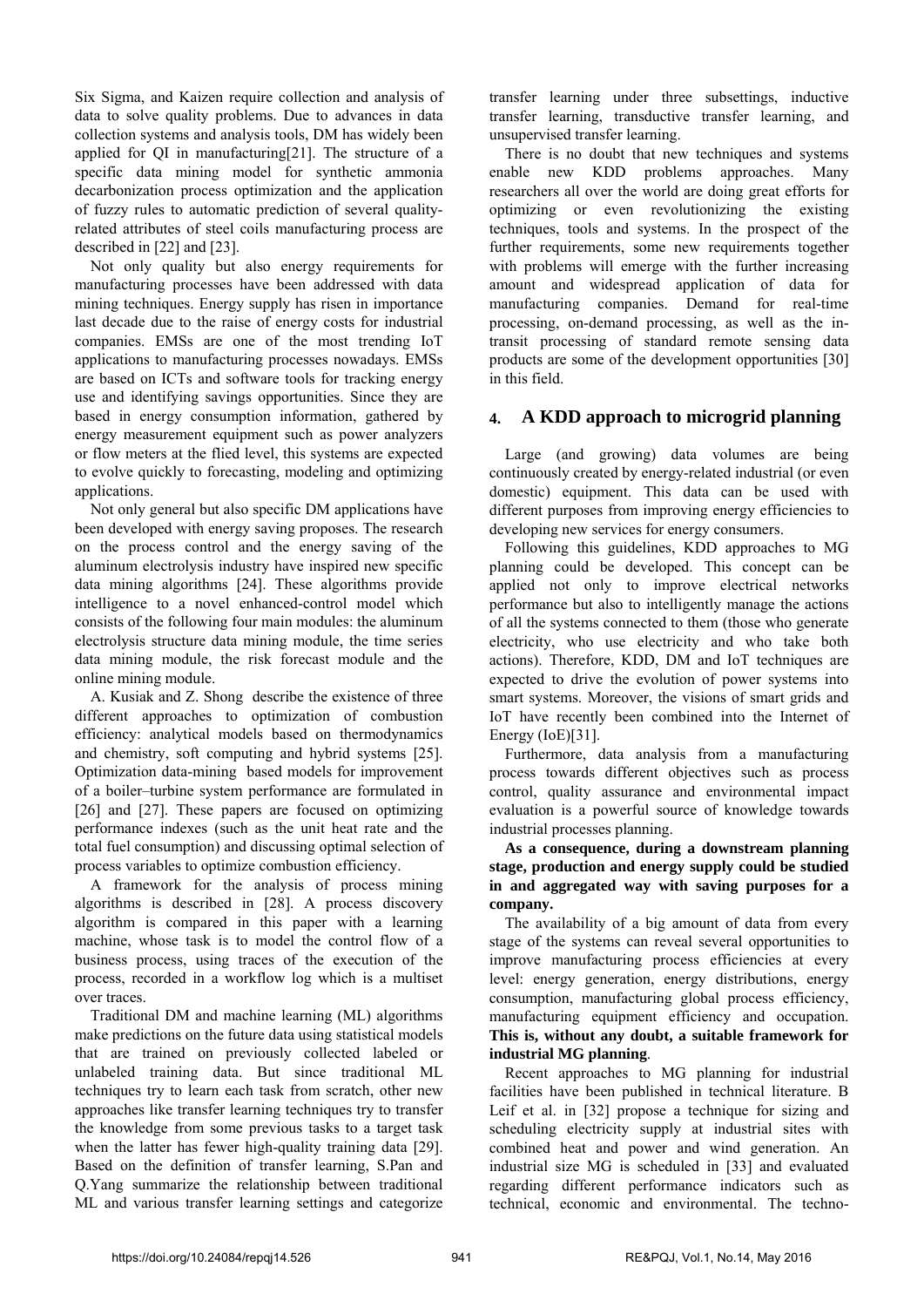Six Sigma, and Kaizen require collection and analysis of data to solve quality problems. Due to advances in data collection systems and analysis tools, DM has widely been applied for QI in manufacturing[21]. The structure of a specific data mining model for synthetic ammonia decarbonization process optimization and the application of fuzzy rules to automatic prediction of several quality-related attributes of steel coils manufacturing process are described in [22] and [23].

Not only quality but also energy requirements for manufacturing processes have been addressed with data mining techniques. Energy supply has risen in importance last decade due to the raise of energy costs for industrial companies. EMSs are one of the most trending IoT applications to manufacturing processes nowadays. EMSs are based on ICTs and software tools for tracking energy use and identifying savings opportunities. Since they are based in energy consumption information, gathered by energy measurement equipment such as power analyzers or flow meters at the flied level, this systems are expected to evolve quickly to forecasting, modeling and optimizing applications.

Not only general but also specific DM applications have been developed with energy saving proposes. The research on the process control and the energy saving of the aluminum electrolysis industry have inspired new specific data mining algorithms [24]. These algorithms provide intelligence to a novel enhanced-control model which consists of the following four main modules: the aluminum electrolysis structure data mining module, the time series data mining module, the risk forecast module and the online mining module.

A. Kusiak and Z. Shong describe the existence of three different approaches to optimization of combustion efficiency: analytical models based on thermodynamics and chemistry, soft computing and hybrid systems [25]. Optimization data-mining based models for improvement of a boiler–turbine system performance are formulated in [26] and [27]. These papers are focused on optimizing performance indexes (such as the unit heat rate and the total fuel consumption) and discussing optimal selection of process variables to optimize combustion efficiency.

A framework for the analysis of process mining algorithms is described in [28]. A process discovery algorithm is compared in this paper with a learning machine, whose task is to model the control flow of a business process, using traces of the execution of the process, recorded in a workflow log which is a multiset over traces.

Traditional DM and machine learning (ML) algorithms make predictions on the future data using statistical models that are trained on previously collected labeled or unlabeled training data. But since traditional ML techniques try to learn each task from scratch, other new approaches like transfer learning techniques try to transfer the knowledge from some previous tasks to a target task when the latter has fewer high-quality training data [29]. Based on the definition of transfer learning, S.Pan and Q.Yang summarize the relationship between traditional ML and various transfer learning settings and categorize transfer learning under three subsettings, inductive transfer learning, transductive transfer learning, and unsupervised transfer learning.

There is no doubt that new techniques and systems enable new KDD problems approaches. Many researchers all over the world are doing great efforts for optimizing or even revolutionizing the existing techniques, tools and systems. In the prospect of the further requirements, some new requirements together with problems will emerge with the further increasing amount and widespread application of data for manufacturing companies. Demand for real-time processing, on-demand processing, as well as the in-transit processing of standard remote sensing data products are some of the development opportunities [30] in this field.

## 4. A KDD approach to microgrid planning

Large (and growing) data volumes are being continuously created by energy-related industrial (or even domestic) equipment. This data can be used with different purposes from improving energy efficiencies to developing new services for energy consumers.

Following this guidelines, KDD approaches to MG planning could be developed. This concept can be applied not only to improve electrical networks performance but also to intelligently manage the actions of all the systems connected to them (those who generate electricity, who use electricity and who take both actions). Therefore, KDD, DM and IoT techniques are expected to drive the evolution of power systems into smart systems. Moreover, the visions of smart grids and IoT have recently been combined into the Internet of Energy (IoE)[31].

Furthermore, data analysis from a manufacturing process towards different objectives such as process control, quality assurance and environmental impact evaluation is a powerful source of knowledge towards industrial processes planning.

**As a consequence, during a downstream planning stage, production and energy supply could be studied in and aggregated way with saving purposes for a company.**

The availability of a big amount of data from every stage of the systems can reveal several opportunities to improve manufacturing process efficiencies at every level: energy generation, energy distributions, energy consumption, manufacturing global process efficiency, manufacturing equipment efficiency and occupation. **This is, without any doubt, a suitable framework for industrial MG planning**.

Recent approaches to MG planning for industrial facilities have been published in technical literature. B Leif et al. in [32] propose a technique for sizing and scheduling electricity supply at industrial sites with combined heat and power and wind generation. An industrial size MG is scheduled in [33] and evaluated regarding different performance indicators such as technical, economic and environmental. The techno-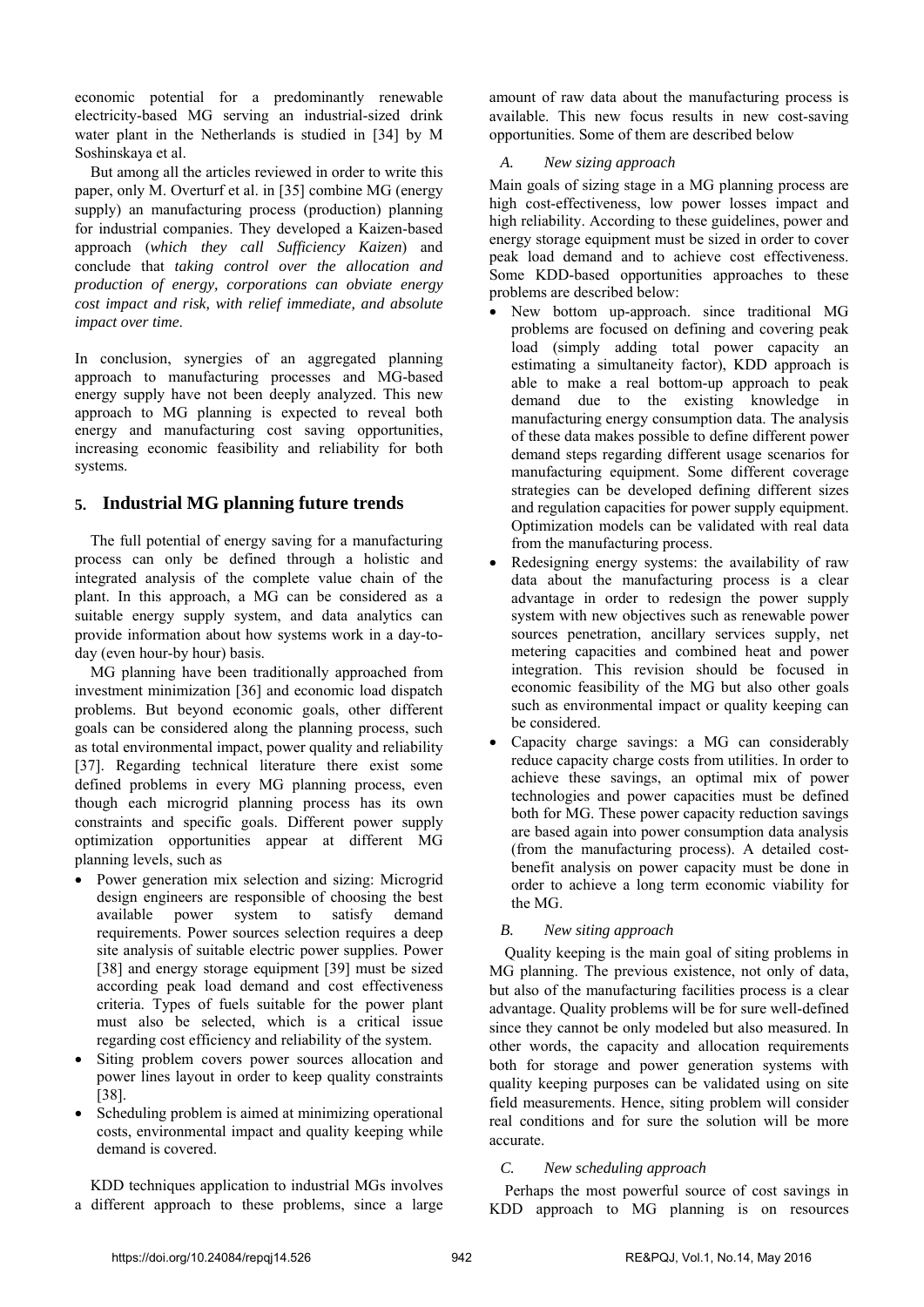economic potential for a predominantly renewable electricity-based MG serving an industrial-sized drink water plant in the Netherlands is studied in [34] by M Soshinskaya et al.

But among all the articles reviewed in order to write this paper, only M. Overturf et al. in [35] combine MG (energy supply) an manufacturing process (production) planning for industrial companies. They developed a Kaizen-based approach (*which they call Sufficiency Kaizen*) and conclude that *taking control over the allocation and production of energy, corporations can obviate energy cost impact and risk, with relief immediate, and absolute impact over time*.

In conclusion, synergies of an aggregated planning approach to manufacturing processes and MG-based energy supply have not been deeply analyzed. This new approach to MG planning is expected to reveal both energy and manufacturing cost saving opportunities, increasing economic feasibility and reliability for both systems.

## 5. Industrial MG planning future trends

The full potential of energy saving for a manufacturing process can only be defined through a holistic and integrated analysis of the complete value chain of the plant. In this approach, a MG can be considered as a suitable energy supply system, and data analytics can provide information about how systems work in a day-to-day (even hour-by hour) basis.

MG planning have been traditionally approached from investment minimization [36] and economic load dispatch problems. But beyond economic goals, other different goals can be considered along the planning process, such as total environmental impact, power quality and reliability [37]. Regarding technical literature there exist some defined problems in every MG planning process, even though each microgrid planning process has its own constraints and specific goals. Different power supply optimization opportunities appear at different MG planning levels, such as

- Power generation mix selection and sizing: Microgrid design engineers are responsible of choosing the best available power system to satisfy demand requirements. Power sources selection requires a deep site analysis of suitable electric power supplies. Power [38] and energy storage equipment [39] must be sized according peak load demand and cost effectiveness criteria. Types of fuels suitable for the power plant must also be selected, which is a critical issue regarding cost efficiency and reliability of the system.
- Siting problem covers power sources allocation and power lines layout in order to keep quality constraints [38].
- Scheduling problem is aimed at minimizing operational costs, environmental impact and quality keeping while demand is covered.

KDD techniques application to industrial MGs involves a different approach to these problems, since a large amount of raw data about the manufacturing process is available. This new focus results in new cost-saving opportunities. Some of them are described below

### *A. New sizing approach*

Main goals of sizing stage in a MG planning process are high cost-effectiveness, low power losses impact and high reliability. According to these guidelines, power and energy storage equipment must be sized in order to cover peak load demand and to achieve cost effectiveness. Some KDD-based opportunities approaches to these problems are described below:

- New bottom up-approach. since traditional MG problems are focused on defining and covering peak load (simply adding total power capacity an estimating a simultaneity factor), KDD approach is able to make a real bottom-up approach to peak demand due to the existing knowledge in manufacturing energy consumption data. The analysis of these data makes possible to define different power demand steps regarding different usage scenarios for manufacturing equipment. Some different coverage strategies can be developed defining different sizes and regulation capacities for power supply equipment. Optimization models can be validated with real data from the manufacturing process.
- Redesigning energy systems: the availability of raw data about the manufacturing process is a clear advantage in order to redesign the power supply system with new objectives such as renewable power sources penetration, ancillary services supply, net metering capacities and combined heat and power integration. This revision should be focused in economic feasibility of the MG but also other goals such as environmental impact or quality keeping can be considered.
- Capacity charge savings: a MG can considerably reduce capacity charge costs from utilities. In order to achieve these savings, an optimal mix of power technologies and power capacities must be defined both for MG. These power capacity reduction savings are based again into power consumption data analysis (from the manufacturing process). A detailed cost-benefit analysis on power capacity must be done in order to achieve a long term economic viability for the MG.

### *B. New siting approach*

Quality keeping is the main goal of siting problems in MG planning. The previous existence, not only of data, but also of the manufacturing facilities process is a clear advantage. Quality problems will be for sure well-defined since they cannot be only modeled but also measured. In other words, the capacity and allocation requirements both for storage and power generation systems with quality keeping purposes can be validated using on site field measurements. Hence, siting problem will consider real conditions and for sure the solution will be more accurate.

### *C. New scheduling approach*

Perhaps the most powerful source of cost savings in KDD approach to MG planning is on resources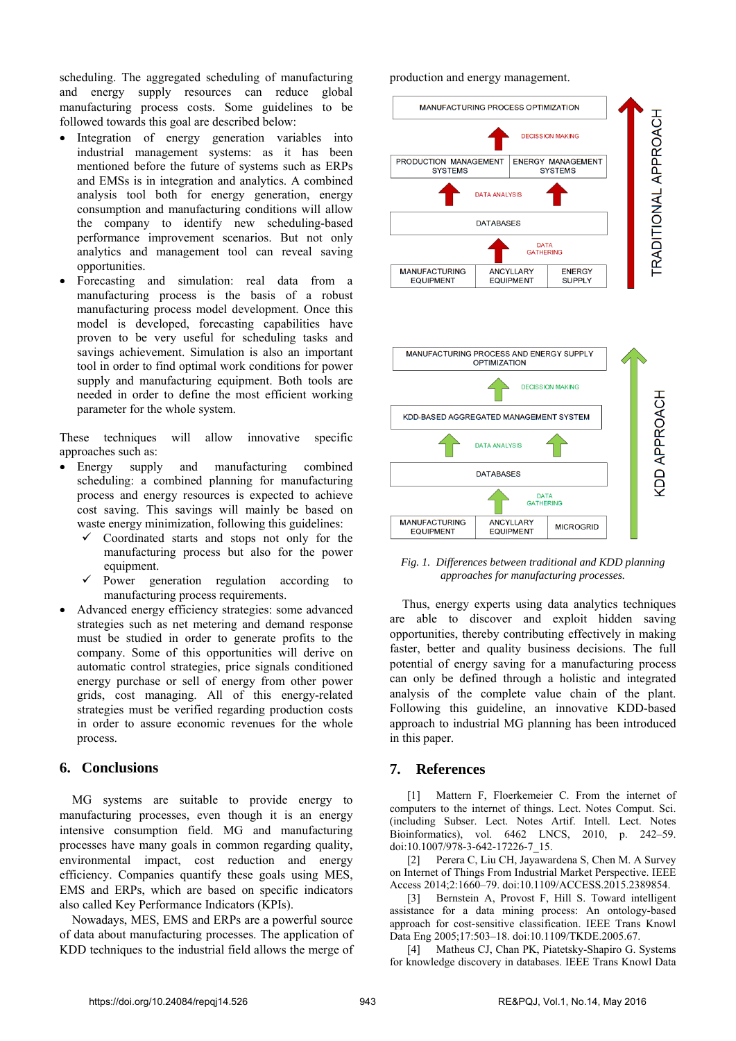scheduling. The aggregated scheduling of manufacturing and energy supply resources can reduce global manufacturing process costs. Some guidelines to be followed towards this goal are described below:

- Integration of energy generation variables into industrial management systems: as it has been mentioned before the future of systems such as ERPs and EMSs is in integration and analytics. A combined analysis tool both for energy generation, energy consumption and manufacturing conditions will allow the company to identify new scheduling-based performance improvement scenarios. But not only analytics and management tool can reveal saving opportunities.
- Forecasting and simulation: real data from a manufacturing process is the basis of a robust manufacturing process model development. Once this model is developed, forecasting capabilities have proven to be very useful for scheduling tasks and savings achievement. Simulation is also an important tool in order to find optimal work conditions for power supply and manufacturing equipment. Both tools are needed in order to define the most efficient working parameter for the whole system.

These techniques will allow innovative specific approaches such as:

- Energy supply and manufacturing combined scheduling: a combined planning for manufacturing process and energy resources is expected to achieve cost saving. This savings will mainly be based on waste energy minimization, following this guidelines:
  - ✓ Coordinated starts and stops not only for the manufacturing process but also for the power equipment.
  - ✓ Power generation regulation according to manufacturing process requirements.
- Advanced energy efficiency strategies: some advanced strategies such as net metering and demand response must be studied in order to generate profits to the company. Some of this opportunities will derive on automatic control strategies, price signals conditioned energy purchase or sell of energy from other power grids, cost managing. All of this energy-related strategies must be verified regarding production costs in order to assure economic revenues for the whole process.

## 6. Conclusions

MG systems are suitable to provide energy to manufacturing processes, even though it is an energy intensive consumption field. MG and manufacturing processes have many goals in common regarding quality, environmental impact, cost reduction and energy efficiency. Companies quantify these goals using MES, EMS and ERPs, which are based on specific indicators also called Key Performance Indicators (KPIs).

Nowadays, MES, EMS and ERPs are a powerful source of data about manufacturing processes. The application of KDD techniques to the industrial field allows the merge of production and energy management.

| MANUFACTURING PROCESS OPTIMIZATION | | |
|---|---|---|
| DECISSION MAKING ↑ | | |
| PRODUCTION MANAGEMENT SYSTEMS | ENERGY MANAGEMENT SYSTEMS | |
| DATA ANALYSIS ↑ | | |
| DATABASES | | |
| DATA GATHERING ↑ | | |
| MANUFACTURING EQUIPMENT | ANCYLLARY EQUIPMENT | ENERGY SUPPLY |

TRADITIONAL APPROACH

| MANUFACTURING PROCESS AND ENERGY SUPPLY OPTIMIZATION | | |
|---|---|---|
| DECISSION MAKING ↑ | | |
| KDD-BASED AGGREGATED MANAGEMENT SYSTEM | | |
| DATA ANALYSIS ↑ | | |
| DATABASES | | |
| DATA GATHERING ↑ | | |
| MANUFACTURING EQUIPMENT | ANCYLLARY EQUIPMENT | MICROGRID |

KDD APPROACH

*Fig. 1. Differences between traditional and KDD planning approaches for manufacturing processes.*

Thus, energy experts using data analytics techniques are able to discover and exploit hidden saving opportunities, thereby contributing effectively in making faster, better and quality business decisions. The full potential of energy saving for a manufacturing process can only be defined through a holistic and integrated analysis of the complete value chain of the plant. Following this guideline, an innovative KDD-based approach to industrial MG planning has been introduced in this paper.

## 7. References

[1] Mattern F, Floerkemeier C. From the internet of computers to the internet of things. Lect. Notes Comput. Sci. (including Subser. Lect. Notes Artif. Intell. Lect. Notes Bioinformatics), vol. 6462 LNCS, 2010, p. 242–59. doi:10.1007/978-3-642-17226-7_15.

[2] Perera C, Liu CH, Jayawardena S, Chen M. A Survey on Internet of Things From Industrial Market Perspective. IEEE Access 2014;2:1660–79. doi:10.1109/ACCESS.2015.2389854.

[3] Bernstein A, Provost F, Hill S. Toward intelligent assistance for a data mining process: An ontology-based approach for cost-sensitive classification. IEEE Trans Knowl Data Eng 2005;17:503–18. doi:10.1109/TKDE.2005.67.

[4] Matheus CJ, Chan PK, Piatetsky-Shapiro G. Systems for knowledge discovery in databases. IEEE Trans Knowl Data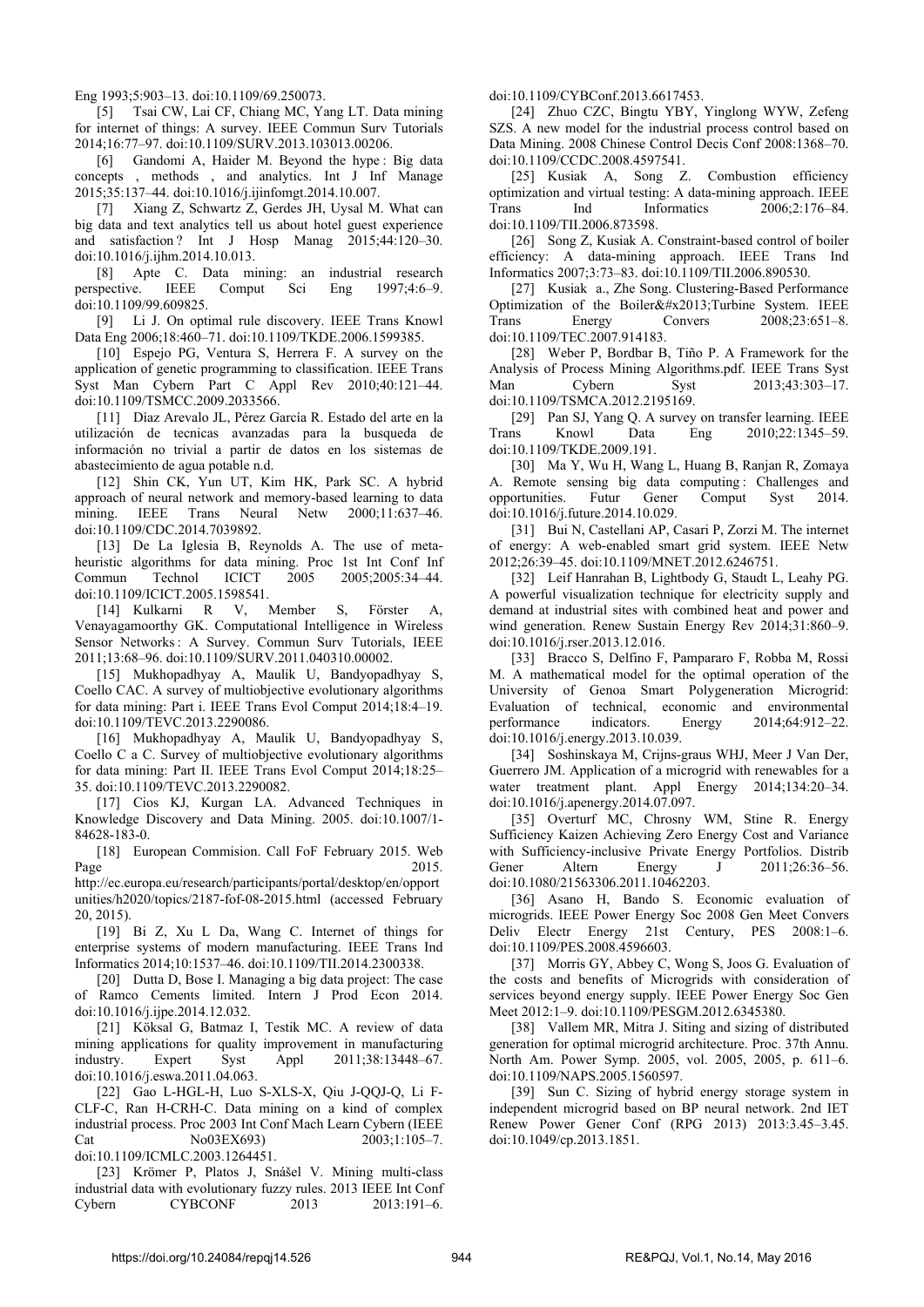Eng 1993;5:903–13. doi:10.1109/69.250073.

[5] Tsai CW, Lai CF, Chiang MC, Yang LT. Data mining for internet of things: A survey. IEEE Commun Surv Tutorials 2014;16:77–97. doi:10.1109/SURV.2013.103013.00206.

[6] Gandomi A, Haider M. Beyond the hype : Big data concepts , methods , and analytics. Int J Inf Manage 2015;35:137–44. doi:10.1016/j.ijinfomgt.2014.10.007.

[7] Xiang Z, Schwartz Z, Gerdes JH, Uysal M. What can big data and text analytics tell us about hotel guest experience and satisfaction ? Int J Hosp Manag 2015;44:120–30. doi:10.1016/j.ijhm.2014.10.013.

[8] Apte C. Data mining: an industrial research perspective. IEEE Comput Sci Eng 1997;4:6–9. doi:10.1109/99.609825.

[9] Li J. On optimal rule discovery. IEEE Trans Knowl Data Eng 2006;18:460–71. doi:10.1109/TKDE.2006.1599385.

[10] Espejo PG, Ventura S, Herrera F. A survey on the application of genetic programming to classification. IEEE Trans Syst Man Cybern Part C Appl Rev 2010;40:121–44. doi:10.1109/TSMCC.2009.2033566.

[11] Díaz Arevalo JL, Pérez García R. Estado del arte en la utilización de tecnicas avanzadas para la busqueda de información no trivial a partir de datos en los sistemas de abastecimiento de agua potable n.d.

[12] Shin CK, Yun UT, Kim HK, Park SC. A hybrid approach of neural network and memory-based learning to data mining. IEEE Trans Neural Netw 2000;11:637–46. doi:10.1109/CDC.2014.7039892.

[13] De La Iglesia B, Reynolds A. The use of meta-heuristic algorithms for data mining. Proc 1st Int Conf Inf Commun Technol ICICT 2005 2005;2005:34–44. doi:10.1109/ICICT.2005.1598541.

[14] Kulkarni R V, Member S, Förster A, Venayagamoorthy GK. Computational Intelligence in Wireless Sensor Networks : A Survey. Commun Surv Tutorials, IEEE 2011;13:68–96. doi:10.1109/SURV.2011.040310.00002.

[15] Mukhopadhyay A, Maulik U, Bandyopadhyay S, Coello CAC. A survey of multiobjective evolutionary algorithms for data mining: Part i. IEEE Trans Evol Comput 2014;18:4–19. doi:10.1109/TEVC.2013.2290086.

[16] Mukhopadhyay A, Maulik U, Bandyopadhyay S, Coello C a C. Survey of multiobjective evolutionary algorithms for data mining: Part II. IEEE Trans Evol Comput 2014;18:25–35. doi:10.1109/TEVC.2013.2290082.

[17] Cios KJ, Kurgan LA. Advanced Techniques in Knowledge Discovery and Data Mining. 2005. doi:10.1007/1-84628-183-0.

[18] European Commision. Call FoF February 2015. Web Page 2015. http://ec.europa.eu/research/participants/portal/desktop/en/opportunities/h2020/topics/2187-fof-08-2015.html (accessed February 20, 2015).

[19] Bi Z, Xu L Da, Wang C. Internet of things for enterprise systems of modern manufacturing. IEEE Trans Ind Informatics 2014;10:1537–46. doi:10.1109/TII.2014.2300338.

[20] Dutta D, Bose I. Managing a big data project: The case of Ramco Cements limited. Intern J Prod Econ 2014. doi:10.1016/j.ijpe.2014.12.032.

[21] Köksal G, Batmaz I, Testik MC. A review of data mining applications for quality improvement in manufacturing industry. Expert Syst Appl 2011;38:13448–67. doi:10.1016/j.eswa.2011.04.063.

[22] Gao L-HGL-H, Luo S-XLS-X, Qiu J-QQJ-Q, Li F-CLF-C, Ran H-CRH-C. Data mining on a kind of complex industrial process. Proc 2003 Int Conf Mach Learn Cybern (IEEE Cat No03EX693) 2003;1:105–7. doi:10.1109/ICMLC.2003.1264451.

[23] Krömer P, Platos J, Snášel V. Mining multi-class industrial data with evolutionary fuzzy rules. 2013 IEEE Int Conf Cybern CYBCONF 2013 2013:191–6. doi:10.1109/CYBConf.2013.6617453.

[24] Zhuo CZC, Bingtu YBY, Yinglong WYW, Zefeng SZS. A new model for the industrial process control based on Data Mining. 2008 Chinese Control Decis Conf 2008:1368–70. doi:10.1109/CCDC.2008.4597541.

[25] Kusiak A, Song Z. Combustion efficiency optimization and virtual testing: A data-mining approach. IEEE Trans Ind Informatics 2006;2:176–84. doi:10.1109/TII.2006.873598.

[26] Song Z, Kusiak A. Constraint-based control of boiler efficiency: A data-mining approach. IEEE Trans Ind Informatics 2007;3:73–83. doi:10.1109/TII.2006.890530.

[27] Kusiak a., Zhe Song. Clustering-Based Performance Optimization of the Boiler&#x2013;Turbine System. IEEE Trans Energy Convers 2008;23:651–8. doi:10.1109/TEC.2007.914183.

[28] Weber P, Bordbar B, Tiño P. A Framework for the Analysis of Process Mining Algorithms.pdf. IEEE Trans Syst Man Cybern Syst 2013;43:303–17. doi:10.1109/TSMCA.2012.2195169.

[29] Pan SJ, Yang Q. A survey on transfer learning. IEEE Trans Knowl Data Eng 2010;22:1345–59. doi:10.1109/TKDE.2009.191.

[30] Ma Y, Wu H, Wang L, Huang B, Ranjan R, Zomaya A. Remote sensing big data computing : Challenges and opportunities. Futur Gener Comput Syst 2014. doi:10.1016/j.future.2014.10.029.

[31] Bui N, Castellani AP, Casari P, Zorzi M. The internet of energy: A web-enabled smart grid system. IEEE Netw 2012;26:39–45. doi:10.1109/MNET.2012.6246751.

[32] Leif Hanrahan B, Lightbody G, Staudt L, Leahy PG. A powerful visualization technique for electricity supply and demand at industrial sites with combined heat and power and wind generation. Renew Sustain Energy Rev 2014;31:860–9. doi:10.1016/j.rser.2013.12.016.

[33] Bracco S, Delfino F, Pampararo F, Robba M, Rossi M. A mathematical model for the optimal operation of the University of Genoa Smart Polygeneration Microgrid: Evaluation of technical, economic and environmental performance indicators. Energy 2014;64:912–22. doi:10.1016/j.energy.2013.10.039.

[34] Soshinskaya M, Crijns-graus WHJ, Meer J Van Der, Guerrero JM. Application of a microgrid with renewables for a water treatment plant. Appl Energy 2014;134:20–34. doi:10.1016/j.apenergy.2014.07.097.

[35] Overturf MC, Chrosny WM, Stine R. Energy Sufficiency Kaizen Achieving Zero Energy Cost and Variance with Sufficiency-inclusive Private Energy Portfolios. Distrib Gener Altern Energy J 2011;26:36–56. doi:10.1080/21563306.2011.10462203.

[36] Asano H, Bando S. Economic evaluation of microgrids. IEEE Power Energy Soc 2008 Gen Meet Convers Deliv Electr Energy 21st Century, PES 2008:1–6. doi:10.1109/PES.2008.4596603.

[37] Morris GY, Abbey C, Wong S, Joos G. Evaluation of the costs and benefits of Microgrids with consideration of services beyond energy supply. IEEE Power Energy Soc Gen Meet 2012:1–9. doi:10.1109/PESGM.2012.6345380.

[38] Vallem MR, Mitra J. Siting and sizing of distributed generation for optimal microgrid architecture. Proc. 37th Annu. North Am. Power Symp. 2005, vol. 2005, 2005, p. 611–6. doi:10.1109/NAPS.2005.1560597.

[39] Sun C. Sizing of hybrid energy storage system in independent microgrid based on BP neural network. 2nd IET Renew Power Gener Conf (RPG 2013) 2013:3.45–3.45. doi:10.1049/cp.2013.1851.